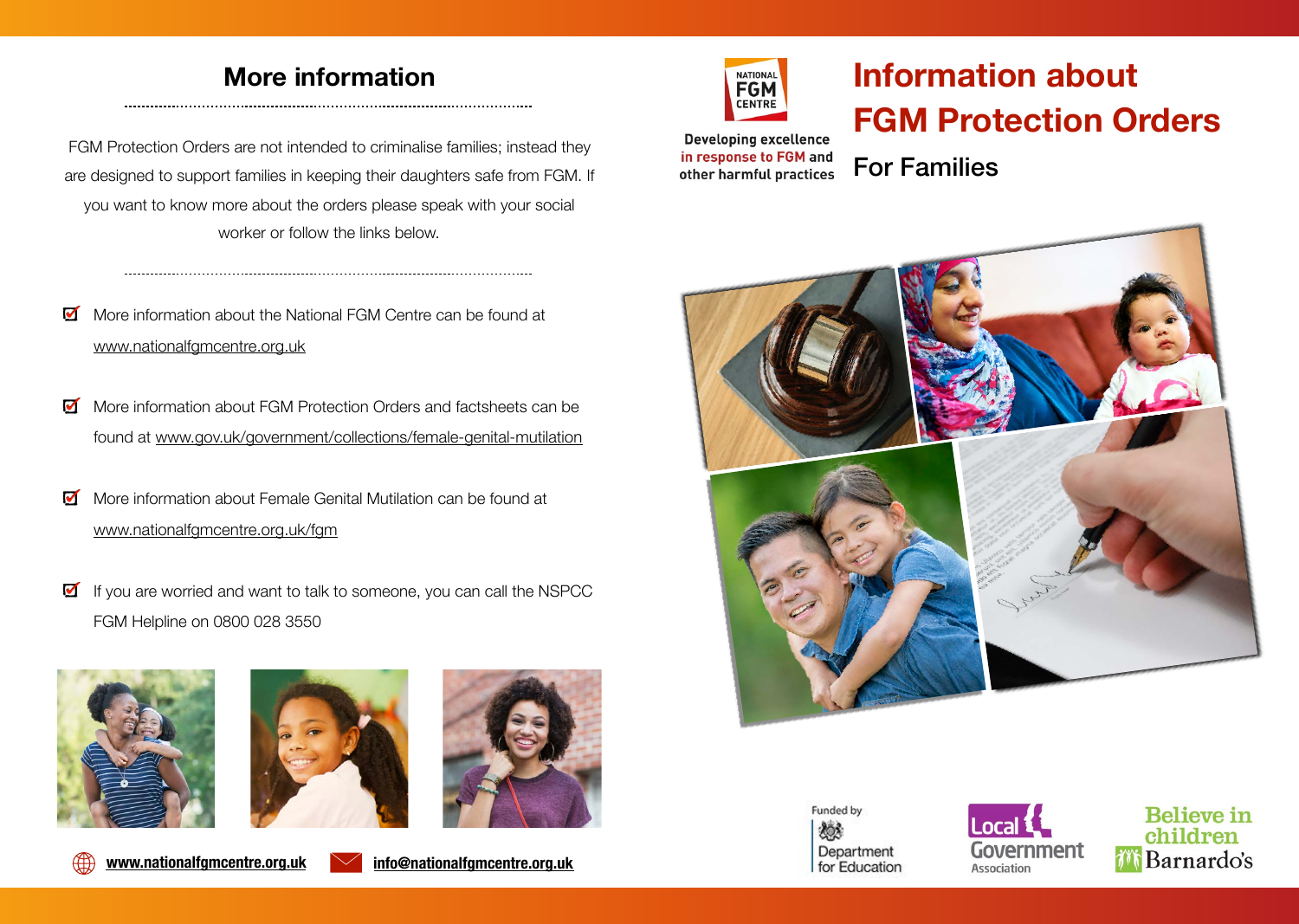## More information

FGM Protection Orders are not intended to criminalise families; instead they are designed to support families in keeping their daughters safe from FGM. If you want to know more about the orders please speak with your social worker or follow the links below.

- More information about the National FGM Centre can be found at www.nationalfgmcentre.org.uk
- More information about FGM Protection Orders and factsheets can be found at www.gov.uk/government/collections/female-genital-mutilation
- More information about Female Genital Mutilation can be found at www.nationalfgmcentre.org.uk/fgm
- If you are worried and want to talk to someone, you can call the NSPCC FGM Helpline on 0800 028 3550

**www.nationalfgmcentre.org.uk** **info@nationalfgmcentre.org.uk**

NATIONAL FGM CENTRE

**Developing excellence in response to FGM and other harmful practices**

# Information about FGM Protection Orders

## For Families

Funded by Department for Education

Local Government Association

Believe in children Barnardo's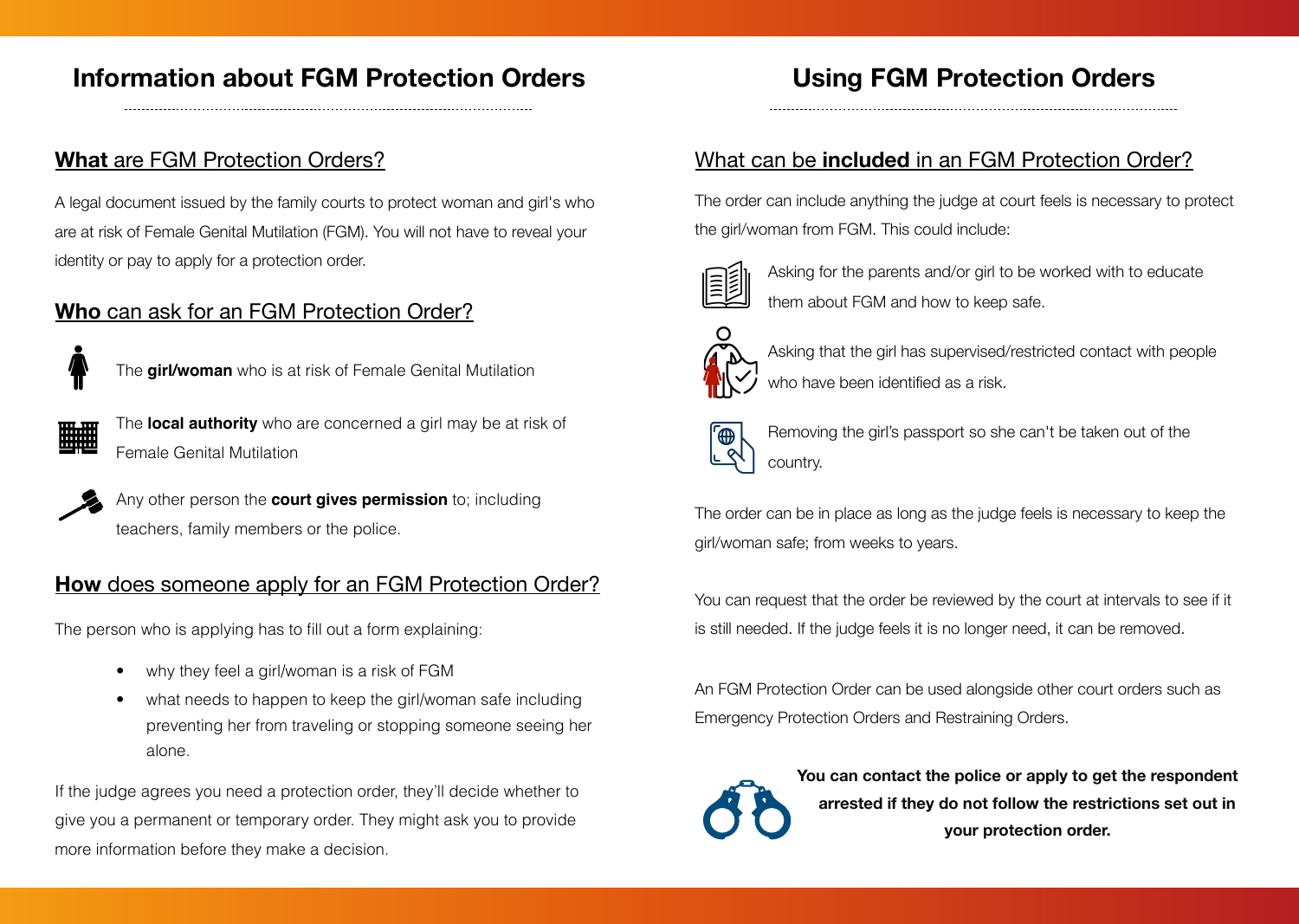## Information about FGM Protection Orders

### **What** are FGM Protection Orders?

A legal document issued by the family courts to protect woman and girl's who are at risk of Female Genital Mutilation (FGM). You will not have to reveal your identity or pay to apply for a protection order.

### **Who** can ask for an FGM Protection Order?

The **girl/woman** who is at risk of Female Genital Mutilation

The **local authority** who are concerned a girl may be at risk of Female Genital Mutilation

Any other person the **court gives permission** to; including teachers, family members or the police.

### **How** does someone apply for an FGM Protection Order?

The person who is applying has to fill out a form explaining:

- why they feel a girl/woman is a risk of FGM
- what needs to happen to keep the girl/woman safe including preventing her from traveling or stopping someone seeing her alone.

If the judge agrees you need a protection order, they'll decide whether to give you a permanent or temporary order. They might ask you to provide more information before they make a decision.

## Using FGM Protection Orders

### What can be **included** in an FGM Protection Order?

The order can include anything the judge at court feels is necessary to protect the girl/woman from FGM. This could include:

Asking for the parents and/or girl to be worked with to educate them about FGM and how to keep safe.

Asking that the girl has supervised/restricted contact with people who have been identified as a risk.

Removing the girl's passport so she can't be taken out of the country.

The order can be in place as long as the judge feels is necessary to keep the girl/woman safe; from weeks to years.

You can request that the order be reviewed by the court at intervals to see if it is still needed. If the judge feels it is no longer need, it can be removed.

An FGM Protection Order can be used alongside other court orders such as Emergency Protection Orders and Restraining Orders.

**You can contact the police or apply to get the respondent arrested if they do not follow the restrictions set out in your protection order.**